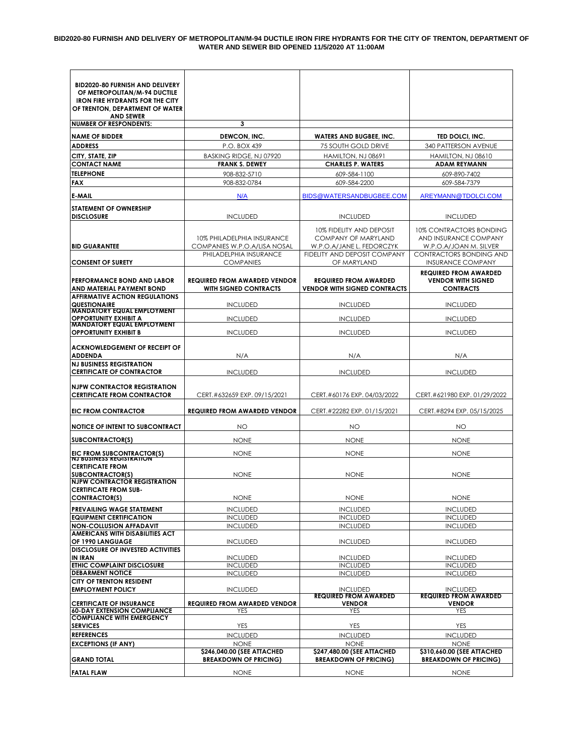**BID2020-80 FURNISH AND DELIVERY OF METROPOLITAN/M-94 DUCTILE IRON FIRE HYDRANTS FOR THE CITY OF TRENTON, DEPARTMENT OF WATER AND SEWER BID OPENED 11/5/2020 AT 11:00AM**

| **BID2020-80 FURNISH AND DELIVERY OF METROPOLITAN/M-94 DUCTILE IRON FIRE HYDRANTS FOR THE CITY OF TRENTON, DEPARTMENT OF WATER AND SEWER** | | | |
|---|---|---|---|
| **NUMBER OF RESPONDENTS:** | **3** | | |
| **NAME OF BIDDER** | **DEWCON, INC.** | **WATERS AND BUGBEE, INC.** | **TED DOLCI, INC.** |
| **ADDRESS** | P.O. BOX 439 | 75 SOUTH GOLD DRIVE | 340 PATTERSON AVENUE |
| **CITY, STATE, ZIP** | BASKING RIDGE, NJ 07920 | HAMILTON, NJ 08691 | HAMILTON, NJ 08610 |
| **CONTACT NAME** | **FRANK S. DEWEY** | **CHARLES P. WATERS** | **ADAM REYMANN** |
| **TELEPHONE** | 908-832-5710 | 609-584-1100 | 609-890-7402 |
| **FAX** | 908-832-0784 | 609-584-2200 | 609-584-7379 |
| **E-MAIL** | N/A | BIDS@WATERSANDBUGBEE.COM | AREYMANN@TDOLCI.COM |
| **STATEMENT OF OWNERSHIP DISCLOSURE** | INCLUDED | INCLUDED | INCLUDED |
| **BID GUARANTEE** | 10% PHILADELPHIA INSURANCE COMPANIES W.P.O.A/LISA NOSAL | 10% FIDELITY AND DEPOSIT COMPANY OF MARYLAND W.P.O.A/JANE L. FEDORCZYK | 10% CONTRACTORS BONDING AND INSURANCE COMPANY W.P.O.A/JOAN M. SILVER |
| **CONSENT OF SURETY** | PHILADELPHIA INSURANCE COMPANIES | FIDELITY AND DEPOSIT COMPANY OF MARYLAND | CONTRACTORS BONDING AND INSURANCE COMPANY |
| **PERFORMANCE BOND AND LABOR AND MATERIAL PAYMENT BOND** | **REQUIRED FROM AWARDED VENDOR WITH SIGNED CONTRACTS** | **REQUIRED FROM AWARDED VENDOR WITH SIGNED CONTRACTS** | **REQUIRED FROM AWARDED VENDOR WITH SIGNED CONTRACTS** |
| **AFFIRMATIVE ACTION REGULATIONS QUESTIONAIRE** | INCLUDED | INCLUDED | INCLUDED |
| **MANDATORY EQUAL EMPLOYMENT OPPORTUNITY EXHIBIT A** | INCLUDED | INCLUDED | INCLUDED |
| **MANDATORY EQUAL EMPLOYMENT OPPORTUNITY EXHIBIT B** | INCLUDED | INCLUDED | INCLUDED |
| **ACKNOWLEDGEMENT OF RECEIPT OF ADDENDA** | N/A | N/A | N/A |
| **NJ BUSINESS REGISTRATION CERTIFICATE OF CONTRACTOR** | INCLUDED | INCLUDED | INCLUDED |
| **NJPW CONTRACTOR REGISTRATION CERTIFICATE FROM CONTRACTOR** | CERT.#632659 EXP. 09/15/2021 | CERT.#60176 EXP. 04/03/2022 | CERT.#621980 EXP. 01/29/2022 |
| **EIC FROM CONTRACTOR** | **REQUIRED FROM AWARDED VENDOR** | CERT.#22282 EXP. 01/15/2021 | CERT.#8294 EXP. 05/15/2025 |
| **NOTICE OF INTENT TO SUBCONTRACT** | NO | NO | NO |
| **SUBCONTRACTOR(S)** | NONE | NONE | NONE |
| **EIC FROM SUBCONTRACTOR(S)** | NONE | NONE | NONE |
| **NJ BUSINESS REGISTRATION CERTIFICATE FROM SUBCONTRACTOR(S)** | NONE | NONE | NONE |
| **NJPW CONTRACTOR REGISTRATION CERTIFICATE FROM SUB-CONTRACTOR(S)** | NONE | NONE | NONE |
| **PREVAILING WAGE STATEMENT** | INCLUDED | INCLUDED | INCLUDED |
| **EQUIPMENT CERTIFICATION** | INCLUDED | INCLUDED | INCLUDED |
| **NON-COLLUSION AFFADAVIT** | INCLUDED | INCLUDED | INCLUDED |
| **AMERICANS WITH DISABILITIES ACT OF 1990 LANGUAGE** | INCLUDED | INCLUDED | INCLUDED |
| **DISCLOSURE OF INVESTED ACTIVITIES IN IRAN** | INCLUDED | INCLUDED | INCLUDED |
| **ETHIC COMPLAINT DISCLOSURE** | INCLUDED | INCLUDED | INCLUDED |
| **DEBARMENT NOTICE** | INCLUDED | INCLUDED | INCLUDED |
| **CITY OF TRENTON RESIDENT EMPLOYMENT POLICY** | INCLUDED | INCLUDED | INCLUDED |
| **CERTIFICATE OF INSURANCE** | **REQUIRED FROM AWARDED VENDOR** | **REQUIRED FROM AWARDED VENDOR** | **REQUIRED FROM AWARDED VENDOR** |
| **60-DAY EXTENSION COMPLIANCE** | YES | YES | YES |
| **COMPLIANCE WITH EMERGENCY SERVICES** | YES | YES | YES |
| **REFERENCES** | INCLUDED | INCLUDED | INCLUDED |
| **EXCEPTIONS (IF ANY)** | NONE | NONE | NONE |
| **GRAND TOTAL** | **$246,040.00 (SEE ATTACHED BREAKDOWN OF PRICING)** | **$247,480.00 (SEE ATTACHED BREAKDOWN OF PRICING)** | **$310,660.00 (SEE ATTACHED BREAKDOWN OF PRICING)** |
| **FATAL FLAW** | NONE | NONE | NONE |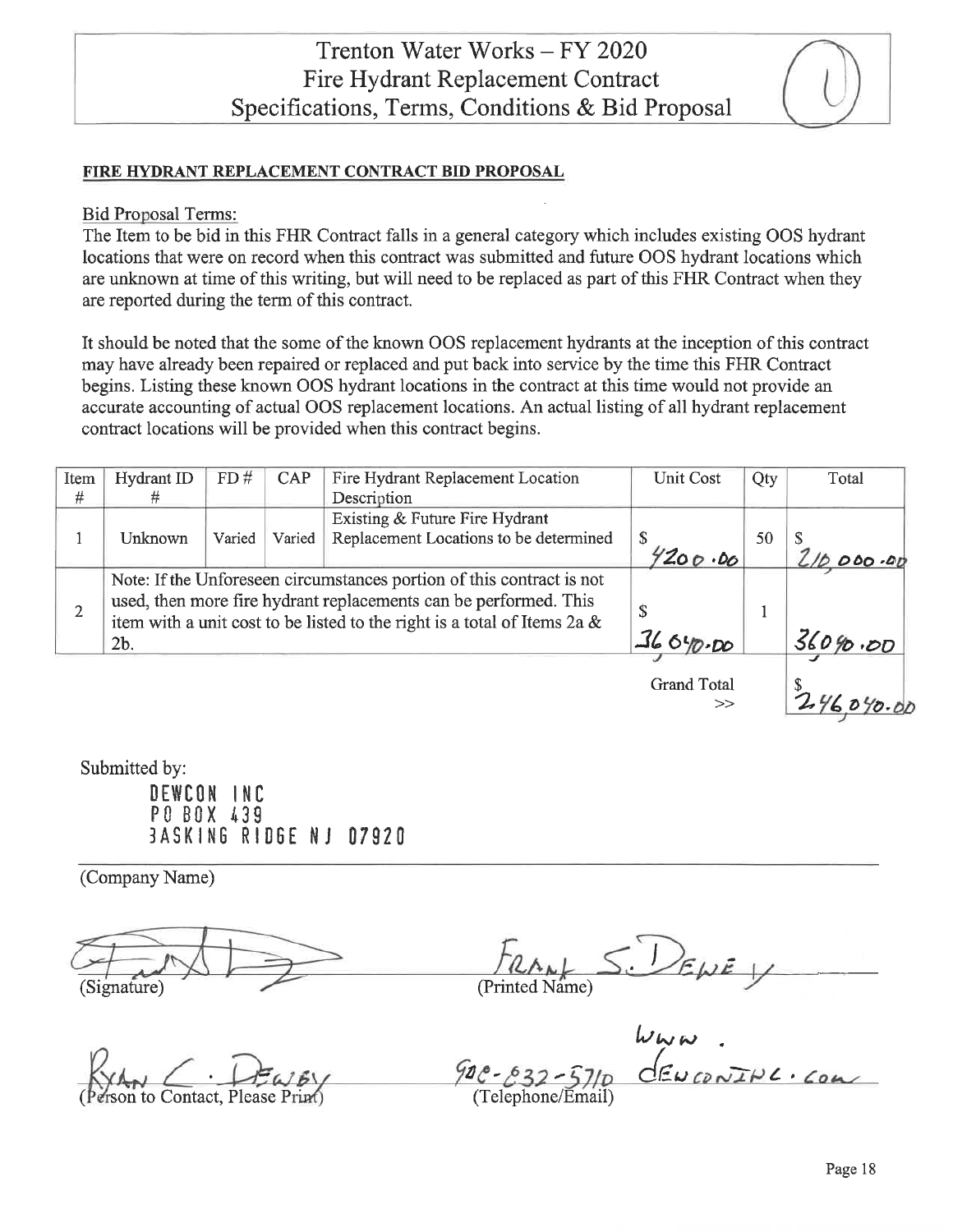# Trenton Water Works – FY 2020
# Fire Hydrant Replacement Contract
# Specifications, Terms, Conditions & Bid Proposal

**FIRE HYDRANT REPLACEMENT CONTRACT BID PROPOSAL**

Bid Proposal Terms:

The Item to be bid in this FHR Contract falls in a general category which includes existing OOS hydrant locations that were on record when this contract was submitted and future OOS hydrant locations which are unknown at time of this writing, but will need to be replaced as part of this FHR Contract when they are reported during the term of this contract.

It should be noted that the some of the known OOS replacement hydrants at the inception of this contract may have already been repaired or replaced and put back into service by the time this FHR Contract begins. Listing these known OOS hydrant locations in the contract at this time would not provide an accurate accounting of actual OOS replacement locations. An actual listing of all hydrant replacement contract locations will be provided when this contract begins.

| Item # | Hydrant ID # | FD # | CAP | Fire Hydrant Replacement Location Description | Unit Cost | Qty | Total |
|---|---|---|---|---|---|---|---|
| 1 | Unknown | Varied | Varied | Existing & Future Fire Hydrant Replacement Locations to be determined | $ 4200.00 | 50 | $ 210,000.00 |
| 2 | Note: If the Unforeseen circumstances portion of this contract is not used, then more fire hydrant replacements can be performed. This item with a unit cost to be listed to the right is a total of Items 2a & 2b. | | | | $ 36040.00 | 1 | 36040.00 |
| | | | | | Grand Total >> | | $ 246040.00 |

Submitted by:

DEWCON INC
PO BOX 439
BASKING RIDGE NJ 07920

(Company Name)

[Signature] (Signature)

FRANK S. DEWEY (Printed Name)

RYAN C. DEWEY (Person to Contact, Please Print)

908-832-5710 www.DEWCONINC.COM (Telephone/Email)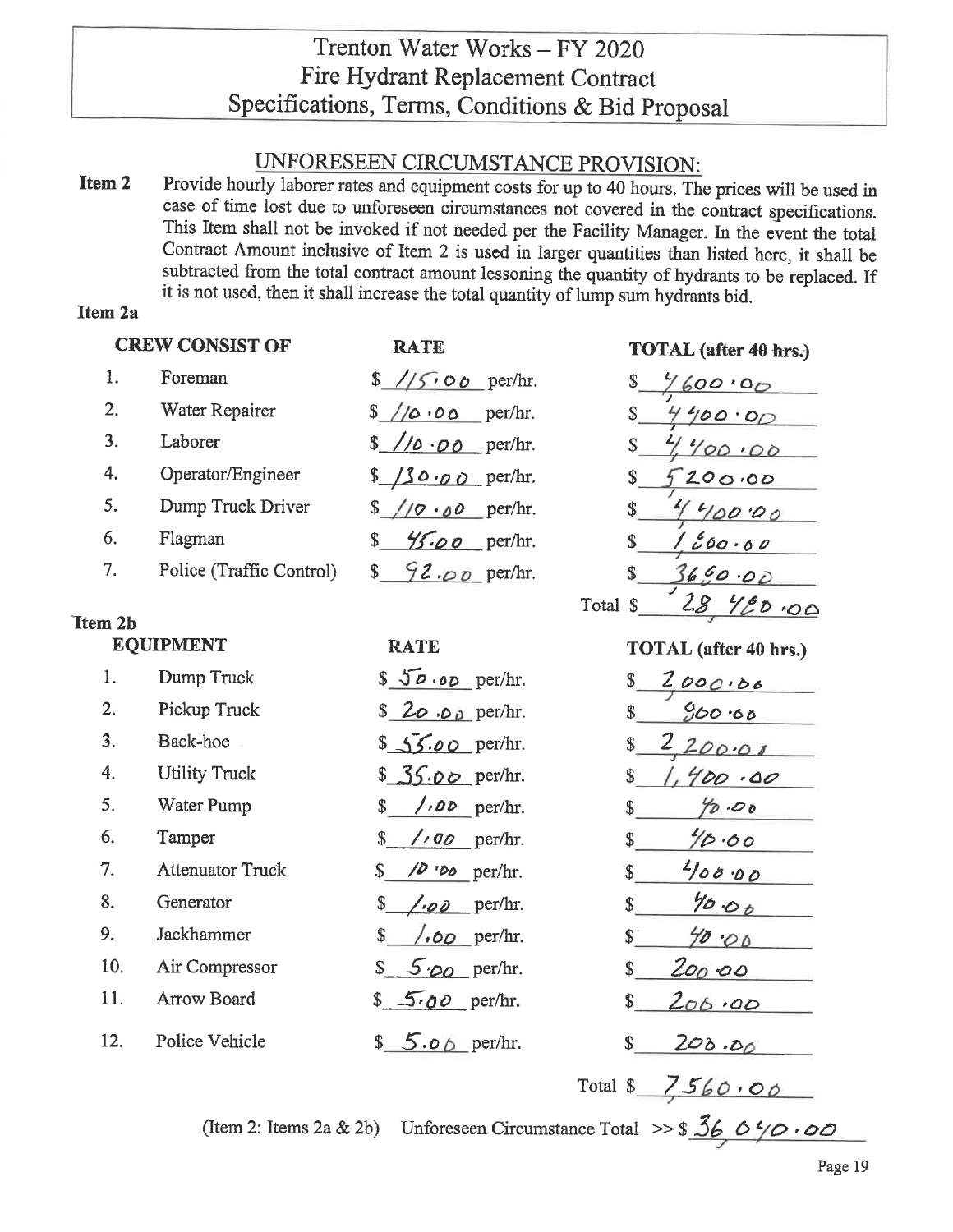# Trenton Water Works – FY 2020
## Fire Hydrant Replacement Contract
## Specifications, Terms, Conditions & Bid Proposal

### UNFORESEEN CIRCUMSTANCE PROVISION:

**Item 2** Provide hourly laborer rates and equipment costs for up to 40 hours. The prices will be used in case of time lost due to unforeseen circumstances not covered in the contract specifications. This Item shall not be invoked if not needed per the Facility Manager. In the event the total Contract Amount inclusive of Item 2 is used in larger quantities than listed here, it shall be subtracted from the total contract amount lessoning the quantity of hydrants to be replaced. If it is not used, then it shall increase the total quantity of lump sum hydrants bid.

**Item 2a**

| | CREW CONSIST OF | RATE | TOTAL (after 40 hrs.) |
|---|---|---|---|
| 1. | Foreman | $ 115.00 per/hr. | $ 4,600.00 |
| 2. | Water Repairer | $ 110.00 per/hr. | $ 4,400.00 |
| 3. | Laborer | $ 110.00 per/hr. | $ 4,400.00 |
| 4. | Operator/Engineer | $ 130.00 per/hr. | $ 5,200.00 |
| 5. | Dump Truck Driver | $ 110.00 per/hr. | $ 4,400.00 |
| 6. | Flagman | $ 45.00 per/hr. | $ 1,800.00 |
| 7. | Police (Traffic Control) | $ 92.00 per/hr. | $ 3,680.00 |
| | | | Total $ 28,480.00 |

**Item 2b**

| | EQUIPMENT | RATE | TOTAL (after 40 hrs.) |
|---|---|---|---|
| 1. | Dump Truck | $ 50.00 per/hr. | $ 2,000.00 |
| 2. | Pickup Truck | $ 20.00 per/hr. | $ 800.00 |
| 3. | Back-hoe | $ 55.00 per/hr. | $ 2,200.00 |
| 4. | Utility Truck | $ 35.00 per/hr. | $ 1,400.00 |
| 5. | Water Pump | $ 1.00 per/hr. | $ 40.00 |
| 6. | Tamper | $ 1.00 per/hr. | $ 40.00 |
| 7. | Attenuator Truck | $ 10.00 per/hr. | $ 400.00 |
| 8. | Generator | $ 1.00 per/hr. | $ 40.00 |
| 9. | Jackhammer | $ 1.00 per/hr. | $ 40.00 |
| 10. | Air Compressor | $ 5.00 per/hr. | $ 200.00 |
| 11. | Arrow Board | $ 5.00 per/hr. | $ 200.00 |
| 12. | Police Vehicle | $ 5.00 per/hr. | $ 200.00 |
| | | | Total $ 7,560.00 |

(Item 2: Items 2a & 2b) Unforeseen Circumstance Total >> $ 36,040.00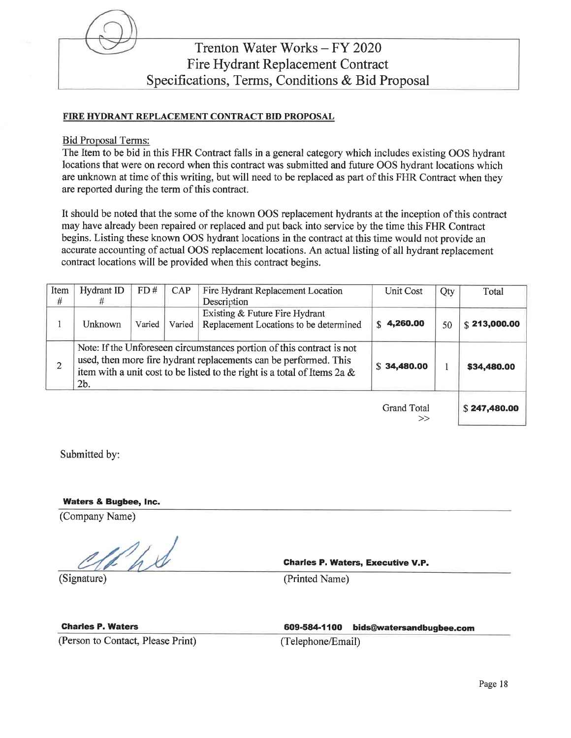# Trenton Water Works – FY 2020
## Fire Hydrant Replacement Contract
## Specifications, Terms, Conditions & Bid Proposal

**FIRE HYDRANT REPLACEMENT CONTRACT BID PROPOSAL**

Bid Proposal Terms:

The Item to be bid in this FHR Contract falls in a general category which includes existing OOS hydrant locations that were on record when this contract was submitted and future OOS hydrant locations which are unknown at time of this writing, but will need to be replaced as part of this FHR Contract when they are reported during the term of this contract.

It should be noted that the some of the known OOS replacement hydrants at the inception of this contract may have already been repaired or replaced and put back into service by the time this FHR Contract begins. Listing these known OOS hydrant locations in the contract at this time would not provide an accurate accounting of actual OOS replacement locations. An actual listing of all hydrant replacement contract locations will be provided when this contract begins.

| Item # | Hydrant ID # | FD # | CAP | Fire Hydrant Replacement Location Description | Unit Cost | Qty | Total |
|---|---|---|---|---|---|---|---|
| 1 | Unknown | Varied | Varied | Existing & Future Fire Hydrant Replacement Locations to be determined | $ **4,260.00** | 50 | $ **213,000.00** |
| 2 | Note: If the Unforeseen circumstances portion of this contract is not used, then more fire hydrant replacements can be performed. This item with a unit cost to be listed to the right is a total of Items 2a & 2b. | | | | $ **34,480.00** | 1 | **$34,480.00** |
| | | | | | Grand Total >> | | $ **247,480.00** |

Submitted by:

**Waters & Bugbee, Inc.**
(Company Name)

(Signature) **Charles P. Waters, Executive V.P.**
(Printed Name)

**Charles P. Waters**
(Person to Contact, Please Print)

**609-584-1100 bids@watersandbugbee.com**
(Telephone/Email)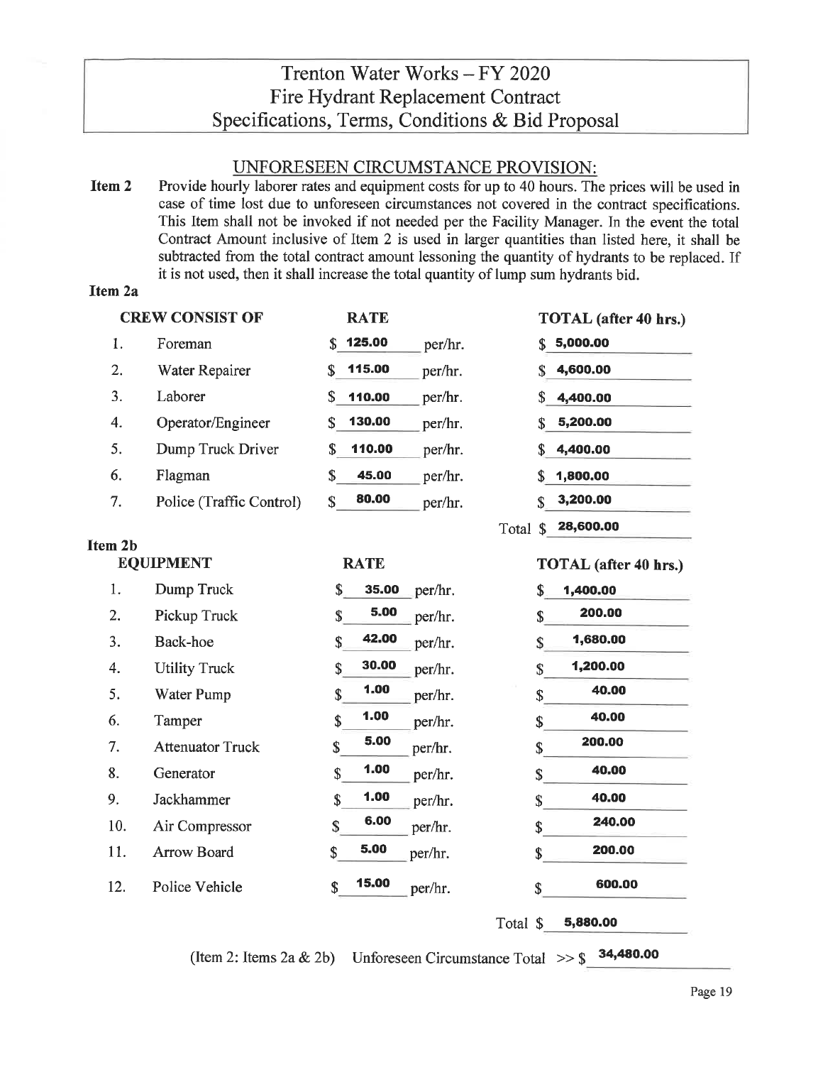# Trenton Water Works – FY 2020
## Fire Hydrant Replacement Contract
## Specifications, Terms, Conditions & Bid Proposal

### UNFORESEEN CIRCUMSTANCE PROVISION:

**Item 2** Provide hourly laborer rates and equipment costs for up to 40 hours. The prices will be used in case of time lost due to unforeseen circumstances not covered in the contract specifications. This Item shall not be invoked if not needed per the Facility Manager. In the event the total Contract Amount inclusive of Item 2 is used in larger quantities than listed here, it shall be subtracted from the total contract amount lessoning the quantity of hydrants to be replaced. If it is not used, then it shall increase the total quantity of lump sum hydrants bid.

**Item 2a**

| | CREW CONSIST OF | RATE | TOTAL (after 40 hrs.) |
|---|---|---|---|
| 1. | Foreman | $ 125.00 per/hr. | $ 5,000.00 |
| 2. | Water Repairer | $ 115.00 per/hr. | $ 4,600.00 |
| 3. | Laborer | $ 110.00 per/hr. | $ 4,400.00 |
| 4. | Operator/Engineer | $ 130.00 per/hr. | $ 5,200.00 |
| 5. | Dump Truck Driver | $ 110.00 per/hr. | $ 4,400.00 |
| 6. | Flagman | $ 45.00 per/hr. | $ 1,800.00 |
| 7. | Police (Traffic Control) | $ 80.00 per/hr. | $ 3,200.00 |
| | | | Total $ 28,600.00 |

**Item 2b**

| | EQUIPMENT | RATE | TOTAL (after 40 hrs.) |
|---|---|---|---|
| 1. | Dump Truck | $ 35.00 per/hr. | $ 1,400.00 |
| 2. | Pickup Truck | $ 5.00 per/hr. | $ 200.00 |
| 3. | Back-hoe | $ 42.00 per/hr. | $ 1,680.00 |
| 4. | Utility Truck | $ 30.00 per/hr. | $ 1,200.00 |
| 5. | Water Pump | $ 1.00 per/hr. | $ 40.00 |
| 6. | Tamper | $ 1.00 per/hr. | $ 40.00 |
| 7. | Attenuator Truck | $ 5.00 per/hr. | $ 200.00 |
| 8. | Generator | $ 1.00 per/hr. | $ 40.00 |
| 9. | Jackhammer | $ 1.00 per/hr. | $ 40.00 |
| 10. | Air Compressor | $ 6.00 per/hr. | $ 240.00 |
| 11. | Arrow Board | $ 5.00 per/hr. | $ 200.00 |
| 12. | Police Vehicle | $ 15.00 per/hr. | $ 600.00 |
| | | | Total $ 5,880.00 |

(Item 2: Items 2a & 2b) Unforeseen Circumstance Total >> $ 34,480.00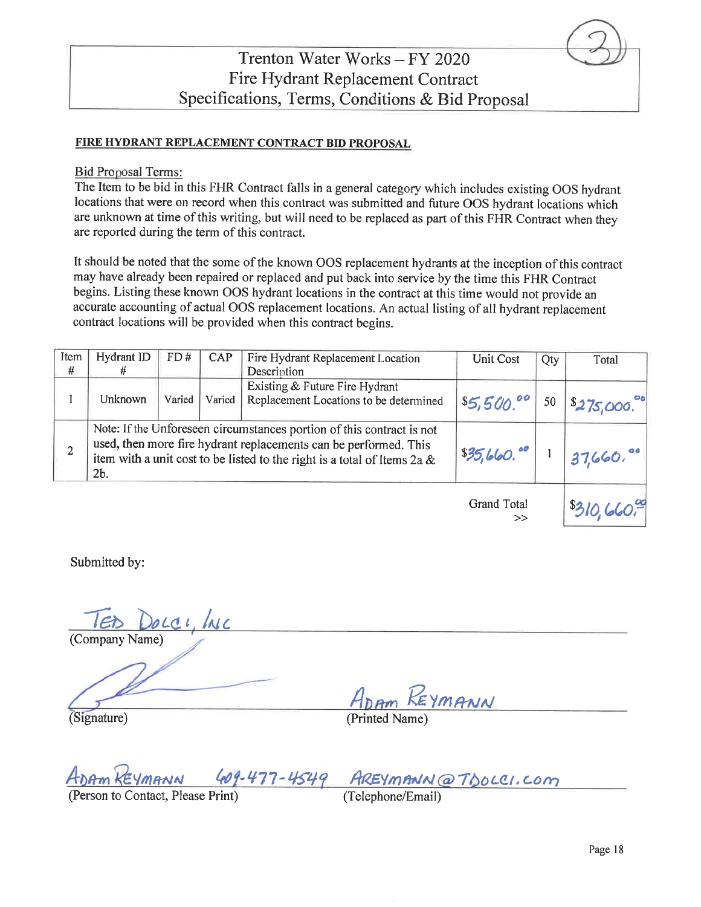# Trenton Water Works – FY 2020
## Fire Hydrant Replacement Contract
## Specifications, Terms, Conditions & Bid Proposal

**FIRE HYDRANT REPLACEMENT CONTRACT BID PROPOSAL**

Bid Proposal Terms:
The Item to be bid in this FHR Contract falls in a general category which includes existing OOS hydrant locations that were on record when this contract was submitted and future OOS hydrant locations which are unknown at time of this writing, but will need to be replaced as part of this FHR Contract when they are reported during the term of this contract.

It should be noted that the some of the known OOS replacement hydrants at the inception of this contract may have already been repaired or replaced and put back into service by the time this FHR Contract begins. Listing these known OOS hydrant locations in the contract at this time would not provide an accurate accounting of actual OOS replacement locations. An actual listing of all hydrant replacement contract locations will be provided when this contract begins.

| Item # | Hydrant ID # | FD # | CAP | Fire Hydrant Replacement Location Description | Unit Cost | Qty | Total |
|---|---|---|---|---|---|---|---|
| 1 | Unknown | Varied | Varied | Existing & Future Fire Hydrant Replacement Locations to be determined | $5,500.00 | 50 | $275,000.00 |
| 2 | Note: If the Unforeseen circumstances portion of this contract is not used, then more fire hydrant replacements can be performed. This item with a unit cost to be listed to the right is a total of Items 2a & 2b. | | | | $35,660.00 | 1 | 37,660.00 |
| | | | | | Grand Total >> | | $310,660.00 |

Submitted by:

Ted Dolci, Inc
(Company Name)

[Signature]
(Signature)

Adam Reymann
(Printed Name)

Adam Reymann
(Person to Contact, Please Print)

609-477-4549 AReymann@TDolci.com
(Telephone/Email)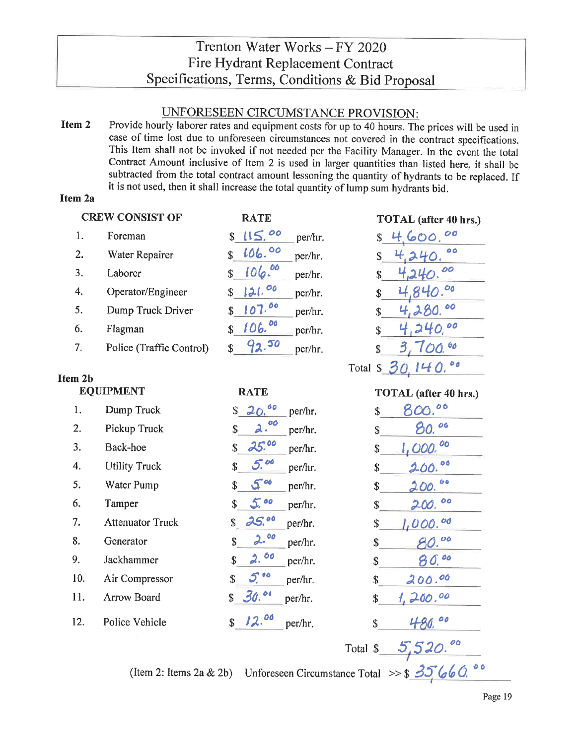# Trenton Water Works – FY 2020
# Fire Hydrant Replacement Contract
# Specifications, Terms, Conditions & Bid Proposal

## UNFORESEEN CIRCUMSTANCE PROVISION:

**Item 2** Provide hourly laborer rates and equipment costs for up to 40 hours. The prices will be used in case of time lost due to unforeseen circumstances not covered in the contract specifications. This Item shall not be invoked if not needed per the Facility Manager. In the event the total Contract Amount inclusive of Item 2 is used in larger quantities than listed here, it shall be subtracted from the total contract amount lessoning the quantity of hydrants to be replaced. If it is not used, then it shall increase the total quantity of lump sum hydrants bid.

**Item 2a**

| | CREW CONSIST OF | RATE | TOTAL (after 40 hrs.) |
|---|---|---|---|
| 1. | Foreman | $ 115.00 per/hr. | $ 4,600.00 |
| 2. | Water Repairer | $ 106.00 per/hr. | $ 4,240.00 |
| 3. | Laborer | $ 106.00 per/hr. | $ 4,240.00 |
| 4. | Operator/Engineer | $ 121.00 per/hr. | $ 4,840.00 |
| 5. | Dump Truck Driver | $ 107.00 per/hr. | $ 4,280.00 |
| 6. | Flagman | $ 106.00 per/hr. | $ 4,240.00 |
| 7. | Police (Traffic Control) | $ 92.50 per/hr. | $ 3,700.00 |
| | | Total | $ 30,140.00 |

**Item 2b**

| | EQUIPMENT | RATE | TOTAL (after 40 hrs.) |
|---|---|---|---|
| 1. | Dump Truck | $ 20.00 per/hr. | $ 800.00 |
| 2. | Pickup Truck | $ 2.00 per/hr. | $ 80.00 |
| 3. | Back-hoe | $ 25.00 per/hr. | $ 1,000.00 |
| 4. | Utility Truck | $ 5.00 per/hr. | $ 200.00 |
| 5. | Water Pump | $ 5.00 per/hr. | $ 200.00 |
| 6. | Tamper | $ 5.00 per/hr. | $ 200.00 |
| 7. | Attenuator Truck | $ 25.00 per/hr. | $ 1,000.00 |
| 8. | Generator | $ 2.00 per/hr. | $ 80.00 |
| 9. | Jackhammer | $ 2.00 per/hr. | $ 80.00 |
| 10. | Air Compressor | $ 5.00 per/hr. | $ 200.00 |
| 11. | Arrow Board | $ 30.00 per/hr. | $ 1,200.00 |
| 12. | Police Vehicle | $ 12.00 per/hr. | $ 480.00 |
| | | Total | $ 5,520.00 |

(Item 2: Items 2a & 2b) Unforeseen Circumstance Total >> $ 35,660.00